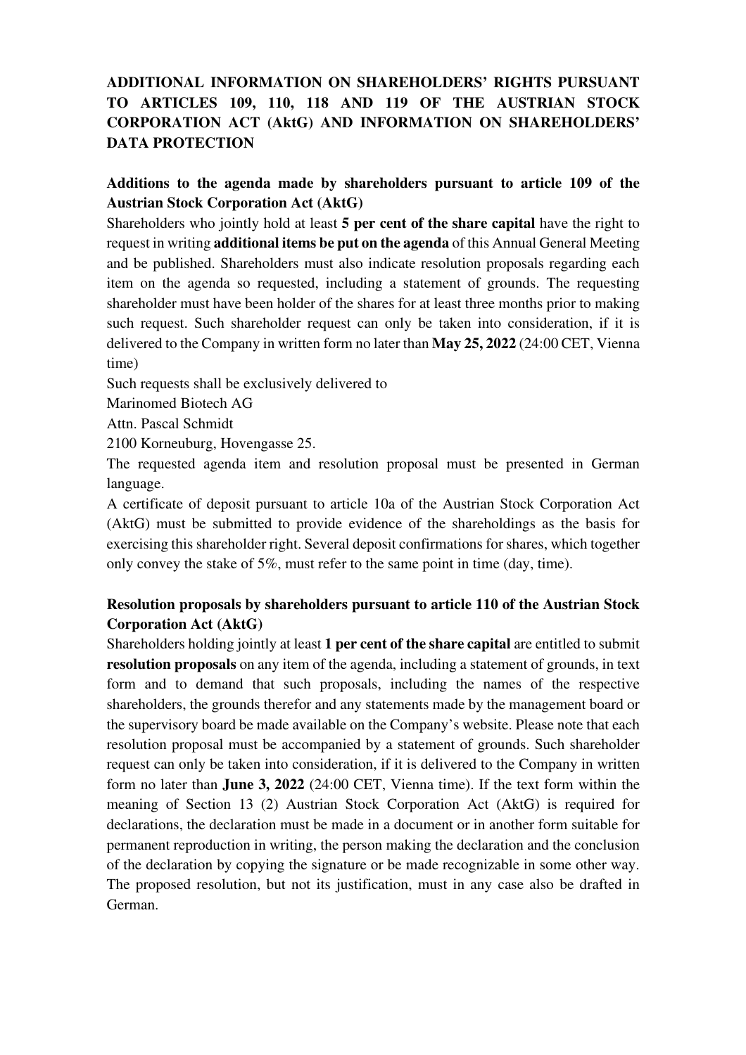# ADDITIONAL INFORMATION ON SHAREHOLDERS' RIGHTS PURSUANT TO ARTICLES 109, 110, 118 AND 119 OF THE AUSTRIAN STOCK CORPORATION ACT (AktG) AND INFORMATION ON SHAREHOLDERS' DATA PROTECTION

## Additions to the agenda made by shareholders pursuant to article 109 of the Austrian Stock Corporation Act (AktG)

Shareholders who jointly hold at least **5 per cent of the share capital** have the right to request in writing **additional items be put on the agenda** of this Annual General Meeting and be published. Shareholders must also indicate resolution proposals regarding each item on the agenda so requested, including a statement of grounds. The requesting shareholder must have been holder of the shares for at least three months prior to making such request. Such shareholder request can only be taken into consideration, if it is delivered to the Company in written form no later than **May 25, 2022** (24:00 CET, Vienna time)

Such requests shall be exclusively delivered to

Marinomed Biotech AG

Attn. Pascal Schmidt

2100 Korneuburg, Hovengasse 25.

The requested agenda item and resolution proposal must be presented in German language.

A certificate of deposit pursuant to article 10a of the Austrian Stock Corporation Act (AktG) must be submitted to provide evidence of the shareholdings as the basis for exercising this shareholder right. Several deposit confirmations for shares, which together only convey the stake of 5%, must refer to the same point in time (day, time).

## Resolution proposals by shareholders pursuant to article 110 of the Austrian Stock Corporation Act (AktG)

Shareholders holding jointly at least **1 per cent of the share capital** are entitled to submit **resolution proposals** on any item of the agenda, including a statement of grounds, in text form and to demand that such proposals, including the names of the respective shareholders, the grounds therefor and any statements made by the management board or the supervisory board be made available on the Company's website. Please note that each resolution proposal must be accompanied by a statement of grounds. Such shareholder request can only be taken into consideration, if it is delivered to the Company in written form no later than **June 3, 2022** (24:00 CET, Vienna time). If the text form within the meaning of Section 13 (2) Austrian Stock Corporation Act (AktG) is required for declarations, the declaration must be made in a document or in another form suitable for permanent reproduction in writing, the person making the declaration and the conclusion of the declaration by copying the signature or be made recognizable in some other way. The proposed resolution, but not its justification, must in any case also be drafted in German.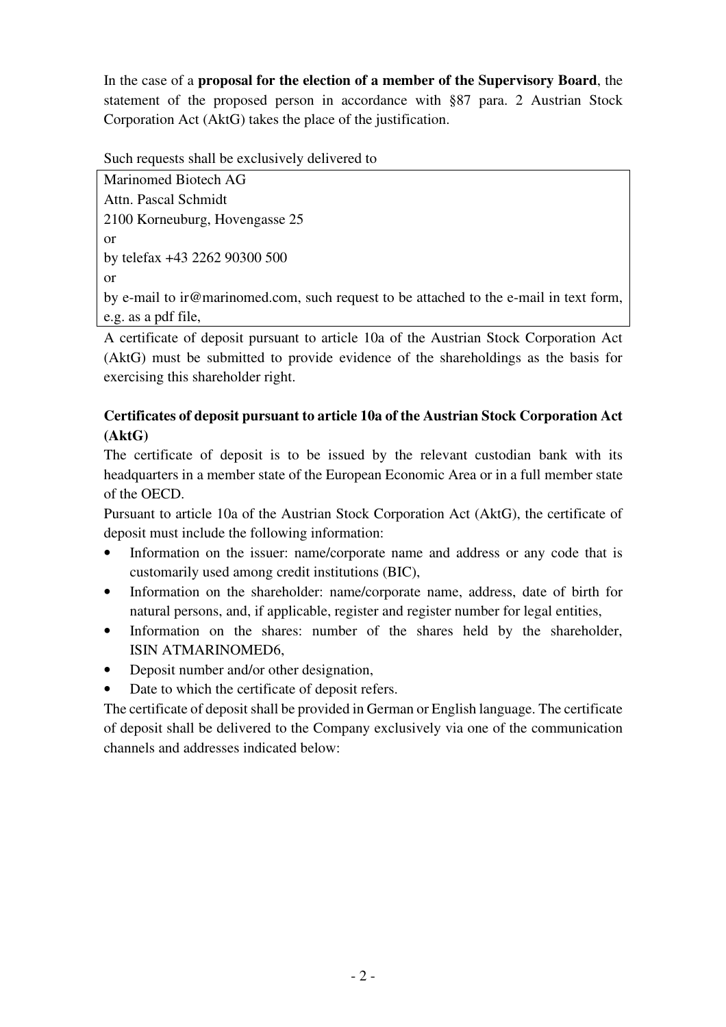In the case of a **proposal for the election of a member of the Supervisory Board**, the statement of the proposed person in accordance with §87 para. 2 Austrian Stock Corporation Act (AktG) takes the place of the justification.

Such requests shall be exclusively delivered to

| Marinomed Biotech AG<br>Attn. Pascal Schmidt<br>2100 Korneuburg, Hovengasse 25<br>or<br>by telefax +43 2262 90300 500<br>or<br>by e-mail to ir@marinomed.com, such request to be attached to the e-mail in text form, e.g. as a pdf file, |
|---|

A certificate of deposit pursuant to article 10a of the Austrian Stock Corporation Act (AktG) must be submitted to provide evidence of the shareholdings as the basis for exercising this shareholder right.

**Certificates of deposit pursuant to article 10a of the Austrian Stock Corporation Act (AktG)**

The certificate of deposit is to be issued by the relevant custodian bank with its headquarters in a member state of the European Economic Area or in a full member state of the OECD.

Pursuant to article 10a of the Austrian Stock Corporation Act (AktG), the certificate of deposit must include the following information:

- Information on the issuer: name/corporate name and address or any code that is customarily used among credit institutions (BIC),
- Information on the shareholder: name/corporate name, address, date of birth for natural persons, and, if applicable, register and register number for legal entities,
- Information on the shares: number of the shares held by the shareholder, ISIN ATMARINOMED6,
- Deposit number and/or other designation,
- Date to which the certificate of deposit refers.

The certificate of deposit shall be provided in German or English language. The certificate of deposit shall be delivered to the Company exclusively via one of the communication channels and addresses indicated below: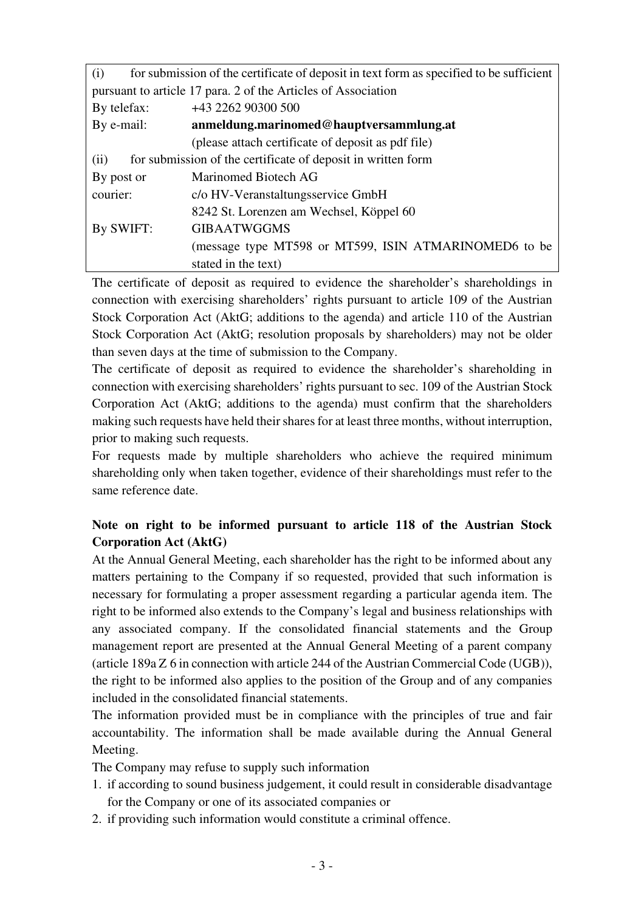| (i) for submission of the certificate of deposit in text form as specified to be sufficient pursuant to article 17 para. 2 of the Articles of Association | |
|---|---|
| By telefax: | +43 2262 90300 500 |
| By e-mail: | **anmeldung.marinomed@hauptversammlung.at** (please attach certificate of deposit as pdf file) |
| (ii) for submission of the certificate of deposit in written form | |
| By post or courier: | Marinomed Biotech AG c/o HV-Veranstaltungsservice GmbH 8242 St. Lorenzen am Wechsel, Köppel 60 |
| By SWIFT: | GIBAATWGGMS (message type MT598 or MT599, ISIN ATMARINOMED6 to be stated in the text) |

The certificate of deposit as required to evidence the shareholder's shareholdings in connection with exercising shareholders' rights pursuant to article 109 of the Austrian Stock Corporation Act (AktG; additions to the agenda) and article 110 of the Austrian Stock Corporation Act (AktG; resolution proposals by shareholders) may not be older than seven days at the time of submission to the Company.

The certificate of deposit as required to evidence the shareholder's shareholding in connection with exercising shareholders' rights pursuant to sec. 109 of the Austrian Stock Corporation Act (AktG; additions to the agenda) must confirm that the shareholders making such requests have held their shares for at least three months, without interruption, prior to making such requests.

For requests made by multiple shareholders who achieve the required minimum shareholding only when taken together, evidence of their shareholdings must refer to the same reference date.

**Note on right to be informed pursuant to article 118 of the Austrian Stock Corporation Act (AktG)**

At the Annual General Meeting, each shareholder has the right to be informed about any matters pertaining to the Company if so requested, provided that such information is necessary for formulating a proper assessment regarding a particular agenda item. The right to be informed also extends to the Company's legal and business relationships with any associated company. If the consolidated financial statements and the Group management report are presented at the Annual General Meeting of a parent company (article 189a Z 6 in connection with article 244 of the Austrian Commercial Code (UGB)), the right to be informed also applies to the position of the Group and of any companies included in the consolidated financial statements.

The information provided must be in compliance with the principles of true and fair accountability. The information shall be made available during the Annual General Meeting.

The Company may refuse to supply such information

1. if according to sound business judgement, it could result in considerable disadvantage for the Company or one of its associated companies or
2. if providing such information would constitute a criminal offence.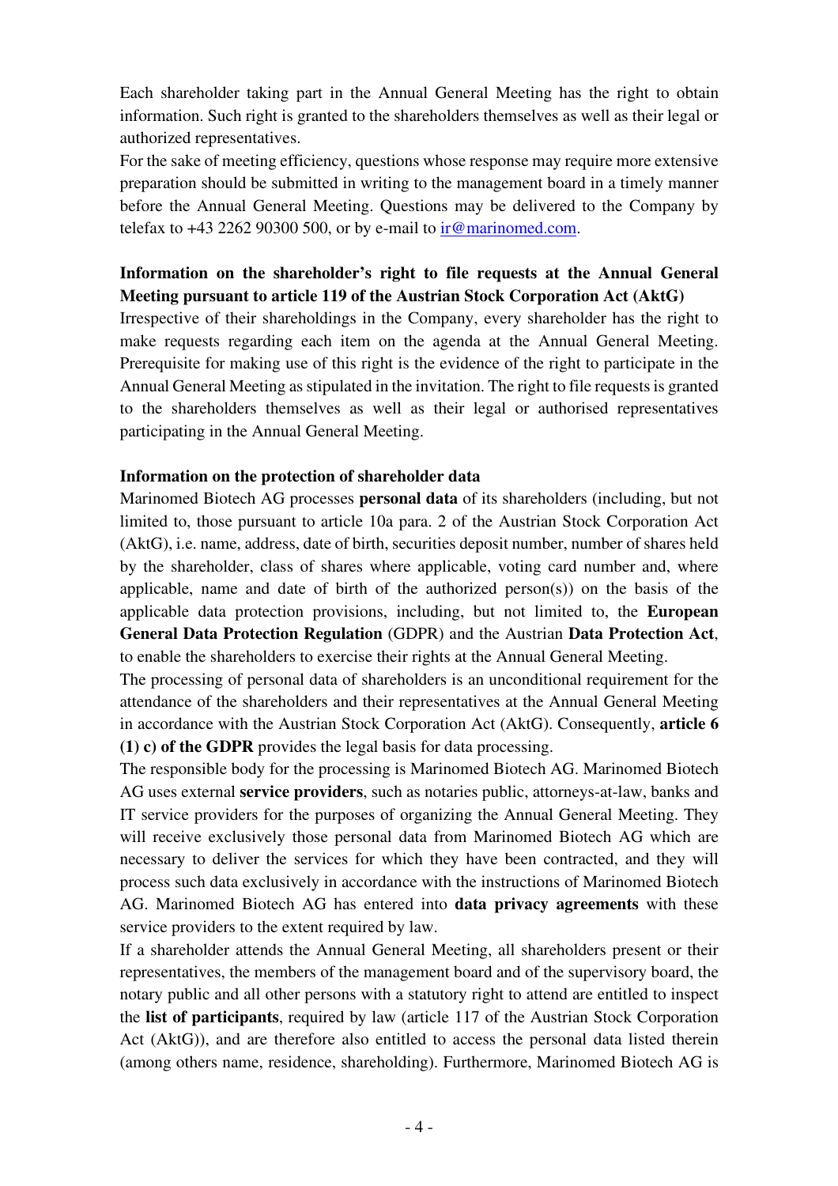Each shareholder taking part in the Annual General Meeting has the right to obtain information. Such right is granted to the shareholders themselves as well as their legal or authorized representatives.

For the sake of meeting efficiency, questions whose response may require more extensive preparation should be submitted in writing to the management board in a timely manner before the Annual General Meeting. Questions may be delivered to the Company by telefax to +43 2262 90300 500, or by e-mail to ir@marinomed.com.

**Information on the shareholder's right to file requests at the Annual General Meeting pursuant to article 119 of the Austrian Stock Corporation Act (AktG)**

Irrespective of their shareholdings in the Company, every shareholder has the right to make requests regarding each item on the agenda at the Annual General Meeting. Prerequisite for making use of this right is the evidence of the right to participate in the Annual General Meeting as stipulated in the invitation. The right to file requests is granted to the shareholders themselves as well as their legal or authorised representatives participating in the Annual General Meeting.

**Information on the protection of shareholder data**

Marinomed Biotech AG processes **personal data** of its shareholders (including, but not limited to, those pursuant to article 10a para. 2 of the Austrian Stock Corporation Act (AktG), i.e. name, address, date of birth, securities deposit number, number of shares held by the shareholder, class of shares where applicable, voting card number and, where applicable, name and date of birth of the authorized person(s)) on the basis of the applicable data protection provisions, including, but not limited to, the **European General Data Protection Regulation** (GDPR) and the Austrian **Data Protection Act**, to enable the shareholders to exercise their rights at the Annual General Meeting.

The processing of personal data of shareholders is an unconditional requirement for the attendance of the shareholders and their representatives at the Annual General Meeting in accordance with the Austrian Stock Corporation Act (AktG). Consequently, **article 6 (1) c) of the GDPR** provides the legal basis for data processing.

The responsible body for the processing is Marinomed Biotech AG. Marinomed Biotech AG uses external **service providers**, such as notaries public, attorneys-at-law, banks and IT service providers for the purposes of organizing the Annual General Meeting. They will receive exclusively those personal data from Marinomed Biotech AG which are necessary to deliver the services for which they have been contracted, and they will process such data exclusively in accordance with the instructions of Marinomed Biotech AG. Marinomed Biotech AG has entered into **data privacy agreements** with these service providers to the extent required by law.

If a shareholder attends the Annual General Meeting, all shareholders present or their representatives, the members of the management board and of the supervisory board, the notary public and all other persons with a statutory right to attend are entitled to inspect the **list of participants**, required by law (article 117 of the Austrian Stock Corporation Act (AktG)), and are therefore also entitled to access the personal data listed therein (among others name, residence, shareholding). Furthermore, Marinomed Biotech AG is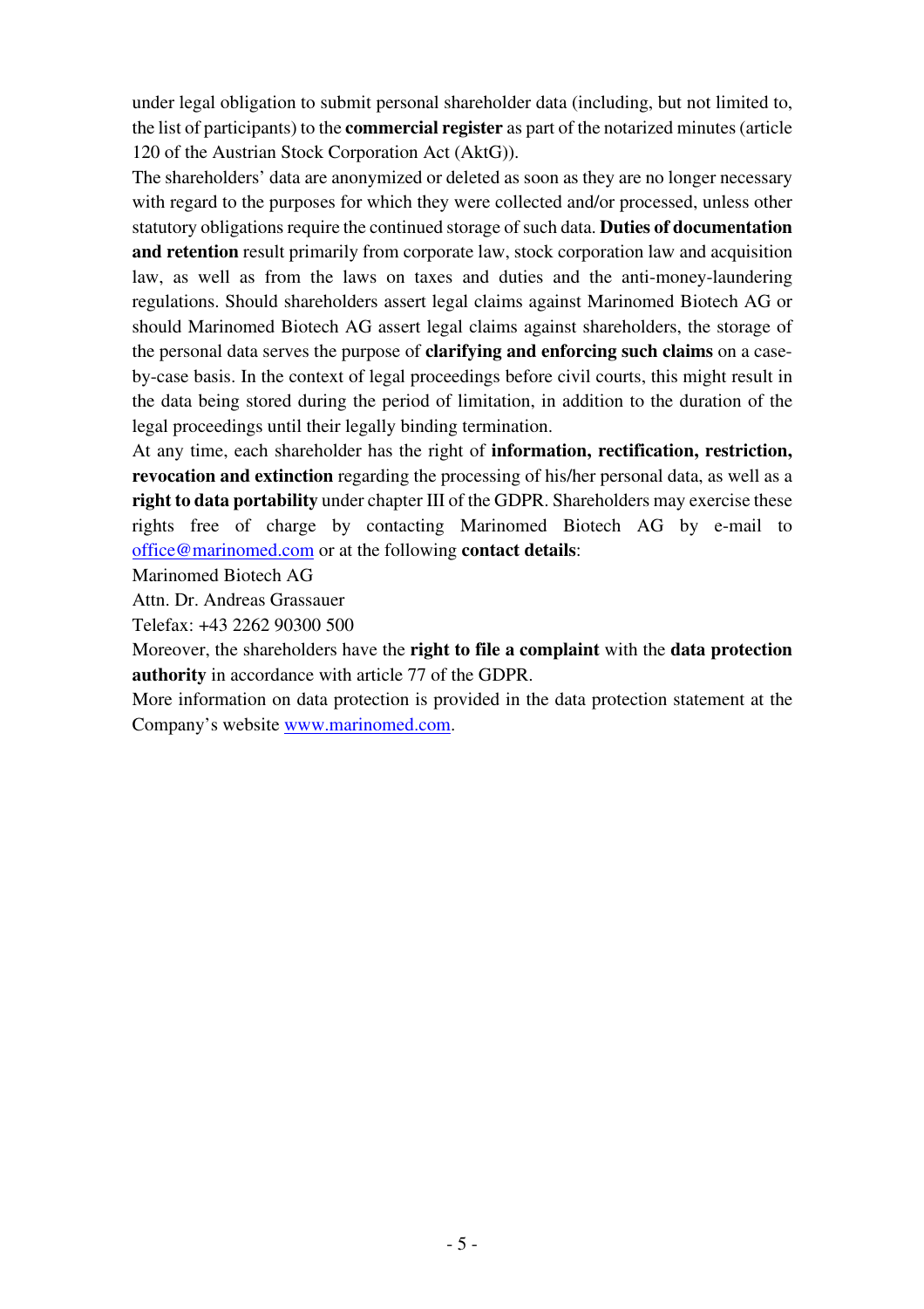under legal obligation to submit personal shareholder data (including, but not limited to, the list of participants) to the **commercial register** as part of the notarized minutes (article 120 of the Austrian Stock Corporation Act (AktG)).

The shareholders' data are anonymized or deleted as soon as they are no longer necessary with regard to the purposes for which they were collected and/or processed, unless other statutory obligations require the continued storage of such data. **Duties of documentation and retention** result primarily from corporate law, stock corporation law and acquisition law, as well as from the laws on taxes and duties and the anti-money-laundering regulations. Should shareholders assert legal claims against Marinomed Biotech AG or should Marinomed Biotech AG assert legal claims against shareholders, the storage of the personal data serves the purpose of **clarifying and enforcing such claims** on a case-by-case basis. In the context of legal proceedings before civil courts, this might result in the data being stored during the period of limitation, in addition to the duration of the legal proceedings until their legally binding termination.

At any time, each shareholder has the right of **information, rectification, restriction, revocation and extinction** regarding the processing of his/her personal data, as well as a **right to data portability** under chapter III of the GDPR. Shareholders may exercise these rights free of charge by contacting Marinomed Biotech AG by e-mail to office@marinomed.com or at the following **contact details**:

Marinomed Biotech AG
Attn. Dr. Andreas Grassauer
Telefax: +43 2262 90300 500

Moreover, the shareholders have the **right to file a complaint** with the **data protection authority** in accordance with article 77 of the GDPR.

More information on data protection is provided in the data protection statement at the Company's website www.marinomed.com.